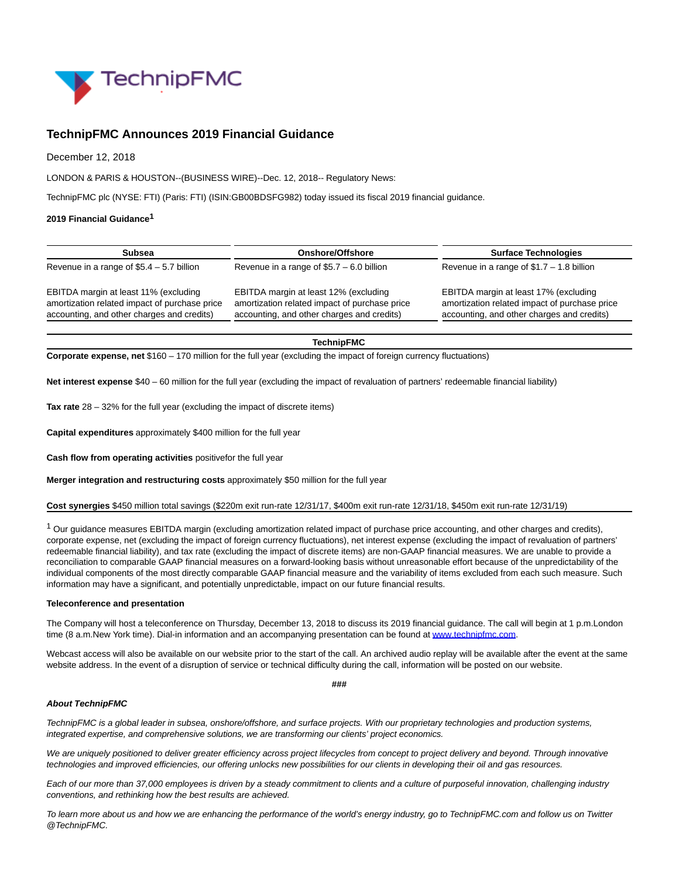# TechnipFMC Announces 2019 Financial Guidance

December 12, 2018

LONDON & PARIS & HOUSTON--(BUSINESS WIRE)--Dec. 12, 2018-- Regulatory News:

TechnipFMC plc (NYSE: FTI) (Paris: FTI) (ISIN:GB00BDSFG982) today issued its fiscal 2019 financial guidance.

**2019 Financial Guidance[1]**

| Subsea | Onshore/Offshore | Surface Technologies |
|---|---|---|
| Revenue in a range of $5.4 – 5.7 billion | Revenue in a range of $5.7 – 6.0 billion | Revenue in a range of $1.7 – 1.8 billion |
| EBITDA margin at least 11% (excluding amortization related impact of purchase price accounting, and other charges and credits) | EBITDA margin at least 12% (excluding amortization related impact of purchase price accounting, and other charges and credits) | EBITDA margin at least 17% (excluding amortization related impact of purchase price accounting, and other charges and credits) |

| TechnipFMC |
|---|
| **Corporate expense, net** $160 – 170 million for the full year (excluding the impact of foreign currency fluctuations) |
| **Net interest expense** $40 – 60 million for the full year (excluding the impact of revaluation of partners' redeemable financial liability) |
| **Tax rate** 28 – 32% for the full year (excluding the impact of discrete items) |
| **Capital expenditures** approximately $400 million for the full year |
| **Cash flow from operating activities** positivefor the full year |
| **Merger integration and restructuring costs** approximately $50 million for the full year |
| **Cost synergies** $450 million total savings ($220m exit run-rate 12/31/17, $400m exit run-rate 12/31/18, $450m exit run-rate 12/31/19) |

[1] Our guidance measures EBITDA margin (excluding amortization related impact of purchase price accounting, and other charges and credits), corporate expense, net (excluding the impact of foreign currency fluctuations), net interest expense (excluding the impact of revaluation of partners' redeemable financial liability), and tax rate (excluding the impact of discrete items) are non-GAAP financial measures. We are unable to provide a reconciliation to comparable GAAP financial measures on a forward-looking basis without unreasonable effort because of the unpredictability of the individual components of the most directly comparable GAAP financial measure and the variability of items excluded from each such measure. Such information may have a significant, and potentially unpredictable, impact on our future financial results.

**Teleconference and presentation**

The Company will host a teleconference on Thursday, December 13, 2018 to discuss its 2019 financial guidance. The call will begin at 1 p.m.London time (8 a.m.New York time). Dial-in information and an accompanying presentation can be found at www.technipfmc.com.

Webcast access will also be available on our website prior to the start of the call. An archived audio replay will be available after the event at the same website address. In the event of a disruption of service or technical difficulty during the call, information will be posted on our website.

###

***About TechnipFMC***

*TechnipFMC is a global leader in subsea, onshore/offshore, and surface projects. With our proprietary technologies and production systems, integrated expertise, and comprehensive solutions, we are transforming our clients' project economics.*

*We are uniquely positioned to deliver greater efficiency across project lifecycles from concept to project delivery and beyond. Through innovative technologies and improved efficiencies, our offering unlocks new possibilities for our clients in developing their oil and gas resources.*

*Each of our more than 37,000 employees is driven by a steady commitment to clients and a culture of purposeful innovation, challenging industry conventions, and rethinking how the best results are achieved.*

*To learn more about us and how we are enhancing the performance of the world's energy industry, go to TechnipFMC.com and follow us on Twitter @TechnipFMC.*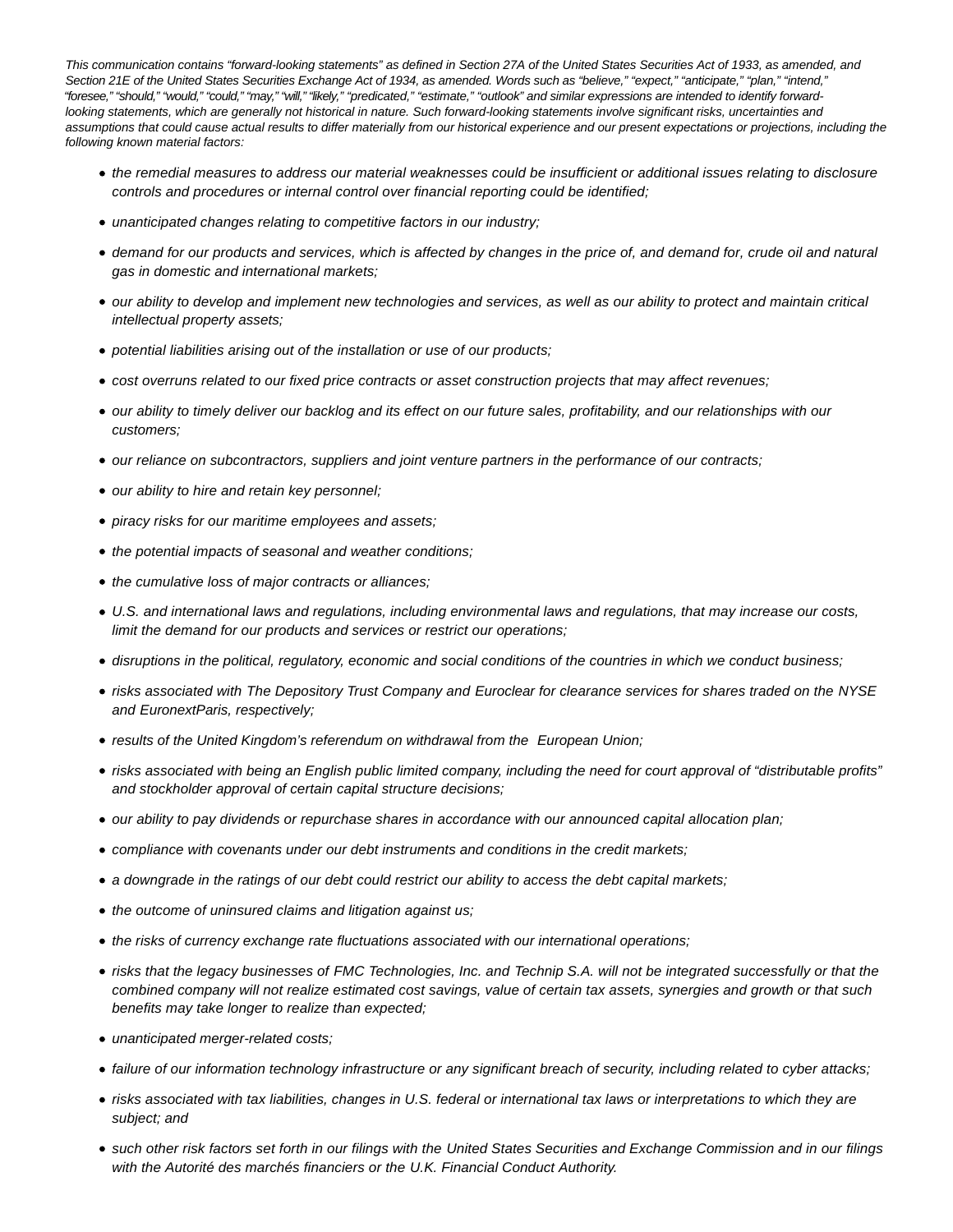*This communication contains “forward-looking statements” as defined in Section 27A of the United States Securities Act of 1933, as amended, and Section 21E of the United States Securities Exchange Act of 1934, as amended. Words such as “believe,” “expect,” “anticipate,” “plan,” “intend,” “foresee,” “should,” “would,” “could,” “may,” “will,” “likely,” “predicated,” “estimate,” “outlook” and similar expressions are intended to identify forward-looking statements, which are generally not historical in nature. Such forward-looking statements involve significant risks, uncertainties and assumptions that could cause actual results to differ materially from our historical experience and our present expectations or projections, including the following known material factors:*

- *the remedial measures to address our material weaknesses could be insufficient or additional issues relating to disclosure controls and procedures or internal control over financial reporting could be identified;*
- *unanticipated changes relating to competitive factors in our industry;*
- *demand for our products and services, which is affected by changes in the price of, and demand for, crude oil and natural gas in domestic and international markets;*
- *our ability to develop and implement new technologies and services, as well as our ability to protect and maintain critical intellectual property assets;*
- *potential liabilities arising out of the installation or use of our products;*
- *cost overruns related to our fixed price contracts or asset construction projects that may affect revenues;*
- *our ability to timely deliver our backlog and its effect on our future sales, profitability, and our relationships with our customers;*
- *our reliance on subcontractors, suppliers and joint venture partners in the performance of our contracts;*
- *our ability to hire and retain key personnel;*
- *piracy risks for our maritime employees and assets;*
- *the potential impacts of seasonal and weather conditions;*
- *the cumulative loss of major contracts or alliances;*
- *U.S. and international laws and regulations, including environmental laws and regulations, that may increase our costs, limit the demand for our products and services or restrict our operations;*
- *disruptions in the political, regulatory, economic and social conditions of the countries in which we conduct business;*
- *risks associated with The Depository Trust Company and Euroclear for clearance services for shares traded on the NYSE and EuronextParis, respectively;*
- *results of the United Kingdom’s referendum on withdrawal from the European Union;*
- *risks associated with being an English public limited company, including the need for court approval of “distributable profits” and stockholder approval of certain capital structure decisions;*
- *our ability to pay dividends or repurchase shares in accordance with our announced capital allocation plan;*
- *compliance with covenants under our debt instruments and conditions in the credit markets;*
- *a downgrade in the ratings of our debt could restrict our ability to access the debt capital markets;*
- *the outcome of uninsured claims and litigation against us;*
- *the risks of currency exchange rate fluctuations associated with our international operations;*
- *risks that the legacy businesses of FMC Technologies, Inc. and Technip S.A. will not be integrated successfully or that the combined company will not realize estimated cost savings, value of certain tax assets, synergies and growth or that such benefits may take longer to realize than expected;*
- *unanticipated merger-related costs;*
- *failure of our information technology infrastructure or any significant breach of security, including related to cyber attacks;*
- *risks associated with tax liabilities, changes in U.S. federal or international tax laws or interpretations to which they are subject; and*
- *such other risk factors set forth in our filings with the United States Securities and Exchange Commission and in our filings with the Autorité des marchés financiers or the U.K. Financial Conduct Authority.*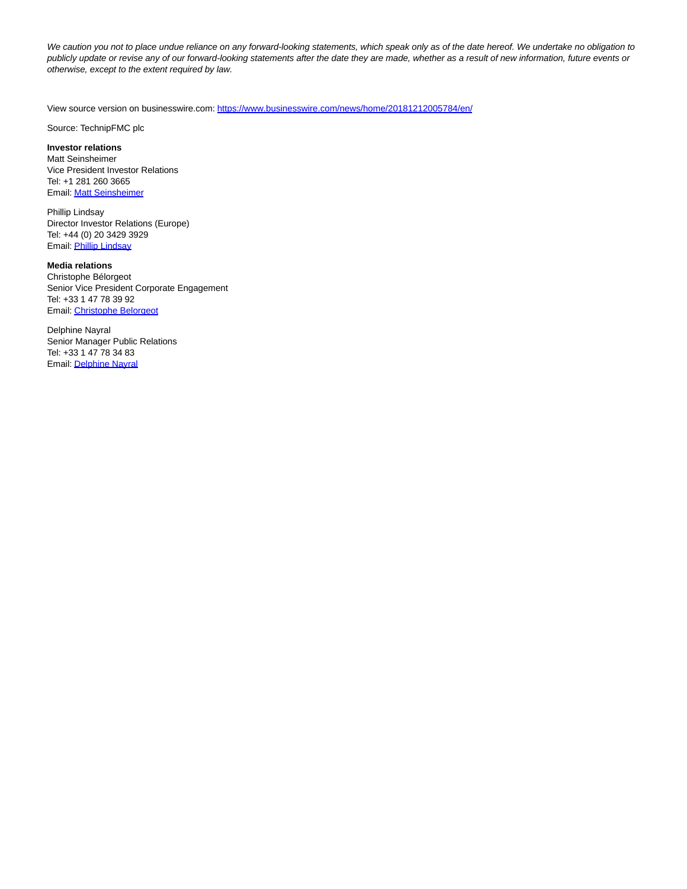*We caution you not to place undue reliance on any forward-looking statements, which speak only as of the date hereof. We undertake no obligation to publicly update or revise any of our forward-looking statements after the date they are made, whether as a result of new information, future events or otherwise, except to the extent required by law.*

View source version on businesswire.com: https://www.businesswire.com/news/home/20181212005784/en/

Source: TechnipFMC plc

**Investor relations**
Matt Seinsheimer
Vice President Investor Relations
Tel: +1 281 260 3665
Email: Matt Seinsheimer

Phillip Lindsay
Director Investor Relations (Europe)
Tel: +44 (0) 20 3429 3929
Email: Phillip Lindsay

**Media relations**
Christophe Bélorgeot
Senior Vice President Corporate Engagement
Tel: +33 1 47 78 39 92
Email: Christophe Belorgeot

Delphine Nayral
Senior Manager Public Relations
Tel: +33 1 47 78 34 83
Email: Delphine Nayral